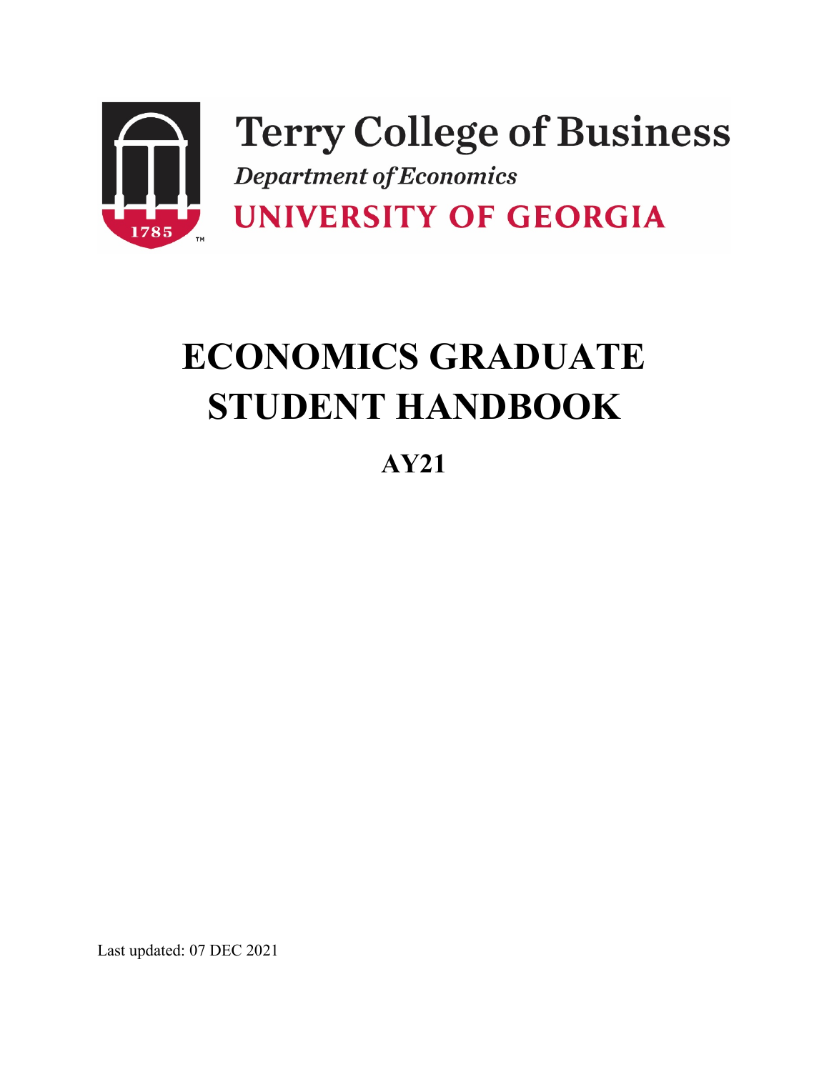Terry College of Business

*Department of Economics*

UNIVERSITY OF GEORGIA

# ECONOMICS GRADUATE STUDENT HANDBOOK

## AY21

Last updated: 07 DEC 2021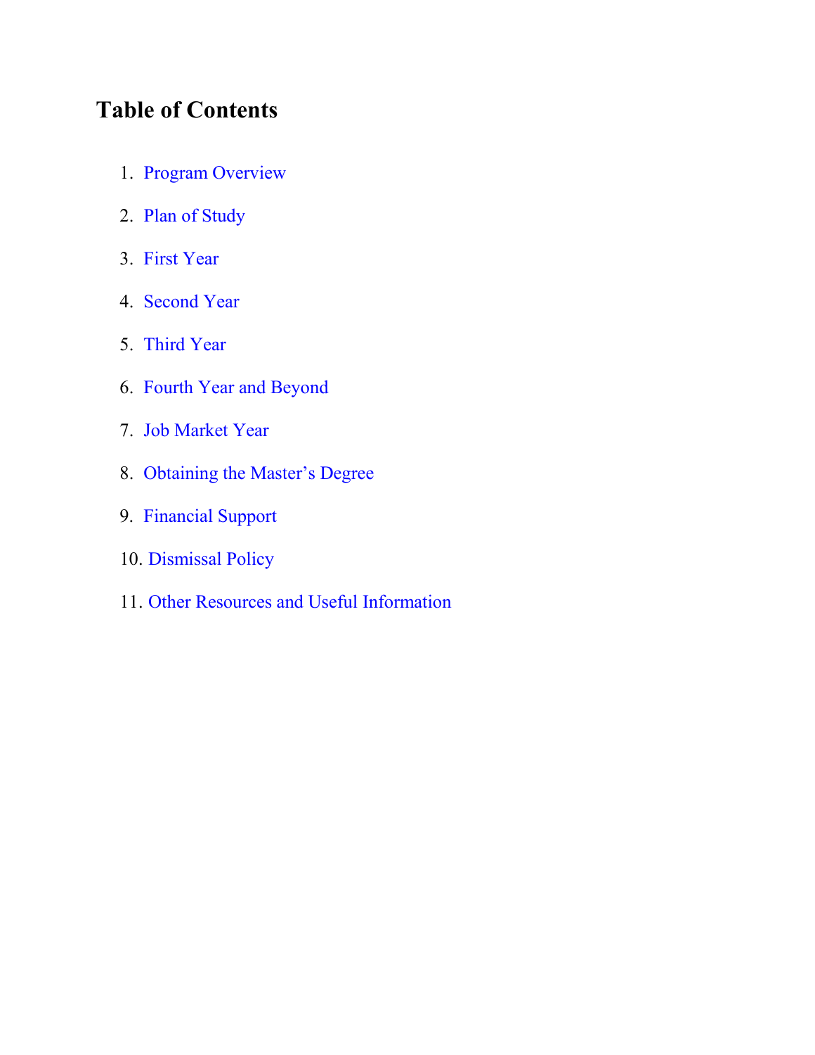## Table of Contents

1. Program Overview
2. Plan of Study
3. First Year
4. Second Year
5. Third Year
6. Fourth Year and Beyond
7. Job Market Year
8. Obtaining the Master's Degree
9. Financial Support
10. Dismissal Policy
11. Other Resources and Useful Information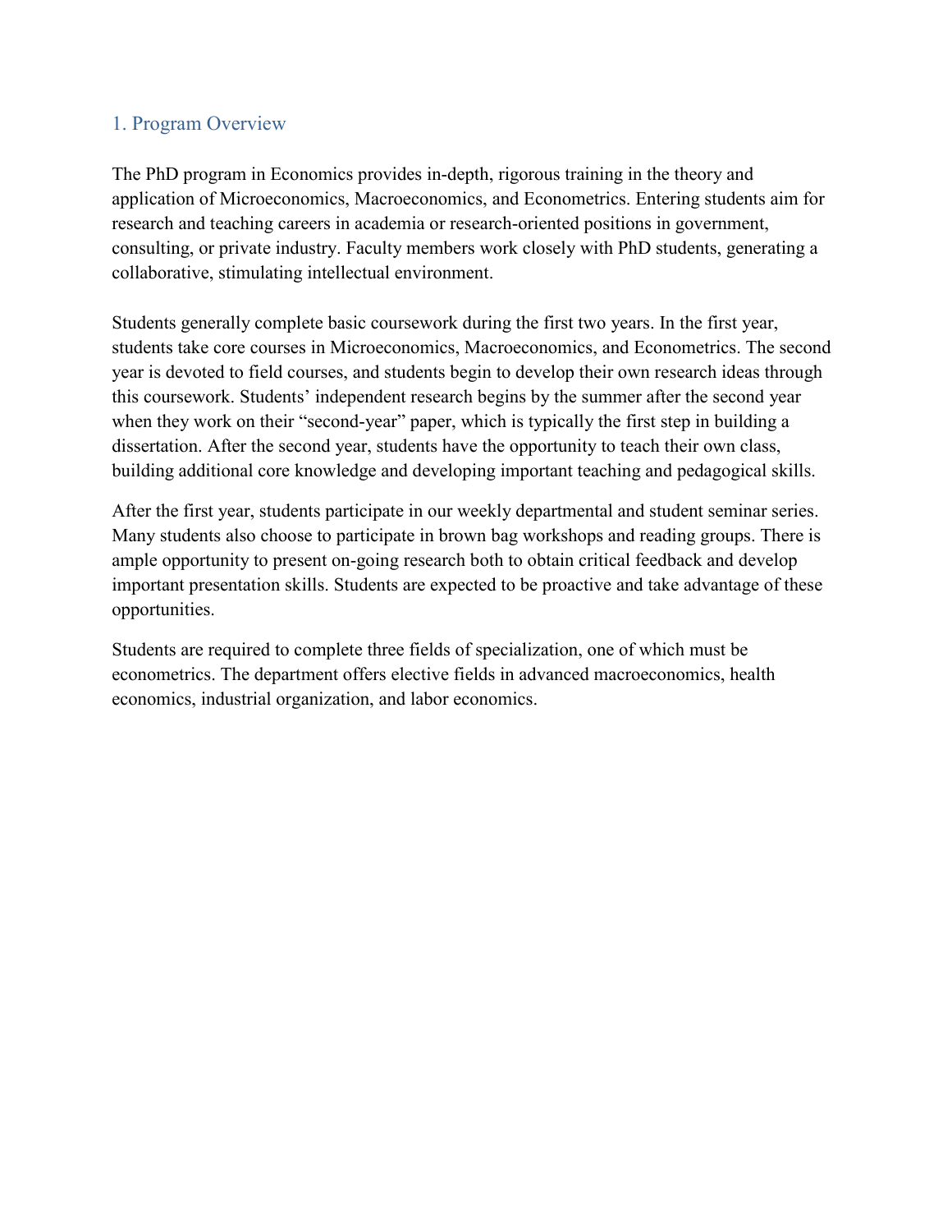## 1. Program Overview

The PhD program in Economics provides in-depth, rigorous training in the theory and application of Microeconomics, Macroeconomics, and Econometrics. Entering students aim for research and teaching careers in academia or research-oriented positions in government, consulting, or private industry. Faculty members work closely with PhD students, generating a collaborative, stimulating intellectual environment.

Students generally complete basic coursework during the first two years. In the first year, students take core courses in Microeconomics, Macroeconomics, and Econometrics. The second year is devoted to field courses, and students begin to develop their own research ideas through this coursework. Students' independent research begins by the summer after the second year when they work on their "second-year" paper, which is typically the first step in building a dissertation. After the second year, students have the opportunity to teach their own class, building additional core knowledge and developing important teaching and pedagogical skills.

After the first year, students participate in our weekly departmental and student seminar series. Many students also choose to participate in brown bag workshops and reading groups. There is ample opportunity to present on-going research both to obtain critical feedback and develop important presentation skills. Students are expected to be proactive and take advantage of these opportunities.

Students are required to complete three fields of specialization, one of which must be econometrics. The department offers elective fields in advanced macroeconomics, health economics, industrial organization, and labor economics.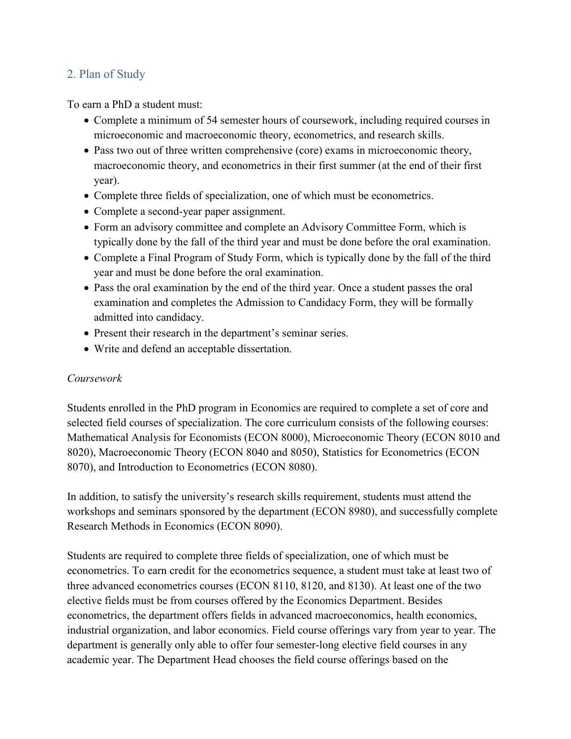## 2. Plan of Study

To earn a PhD a student must:

- Complete a minimum of 54 semester hours of coursework, including required courses in microeconomic and macroeconomic theory, econometrics, and research skills.
- Pass two out of three written comprehensive (core) exams in microeconomic theory, macroeconomic theory, and econometrics in their first summer (at the end of their first year).
- Complete three fields of specialization, one of which must be econometrics.
- Complete a second-year paper assignment.
- Form an advisory committee and complete an Advisory Committee Form, which is typically done by the fall of the third year and must be done before the oral examination.
- Complete a Final Program of Study Form, which is typically done by the fall of the third year and must be done before the oral examination.
- Pass the oral examination by the end of the third year. Once a student passes the oral examination and completes the Admission to Candidacy Form, they will be formally admitted into candidacy.
- Present their research in the department's seminar series.
- Write and defend an acceptable dissertation.

*Coursework*

Students enrolled in the PhD program in Economics are required to complete a set of core and selected field courses of specialization. The core curriculum consists of the following courses: Mathematical Analysis for Economists (ECON 8000), Microeconomic Theory (ECON 8010 and 8020), Macroeconomic Theory (ECON 8040 and 8050), Statistics for Econometrics (ECON 8070), and Introduction to Econometrics (ECON 8080).

In addition, to satisfy the university's research skills requirement, students must attend the workshops and seminars sponsored by the department (ECON 8980), and successfully complete Research Methods in Economics (ECON 8090).

Students are required to complete three fields of specialization, one of which must be econometrics. To earn credit for the econometrics sequence, a student must take at least two of three advanced econometrics courses (ECON 8110, 8120, and 8130). At least one of the two elective fields must be from courses offered by the Economics Department. Besides econometrics, the department offers fields in advanced macroeconomics, health economics, industrial organization, and labor economics. Field course offerings vary from year to year. The department is generally only able to offer four semester-long elective field courses in any academic year. The Department Head chooses the field course offerings based on the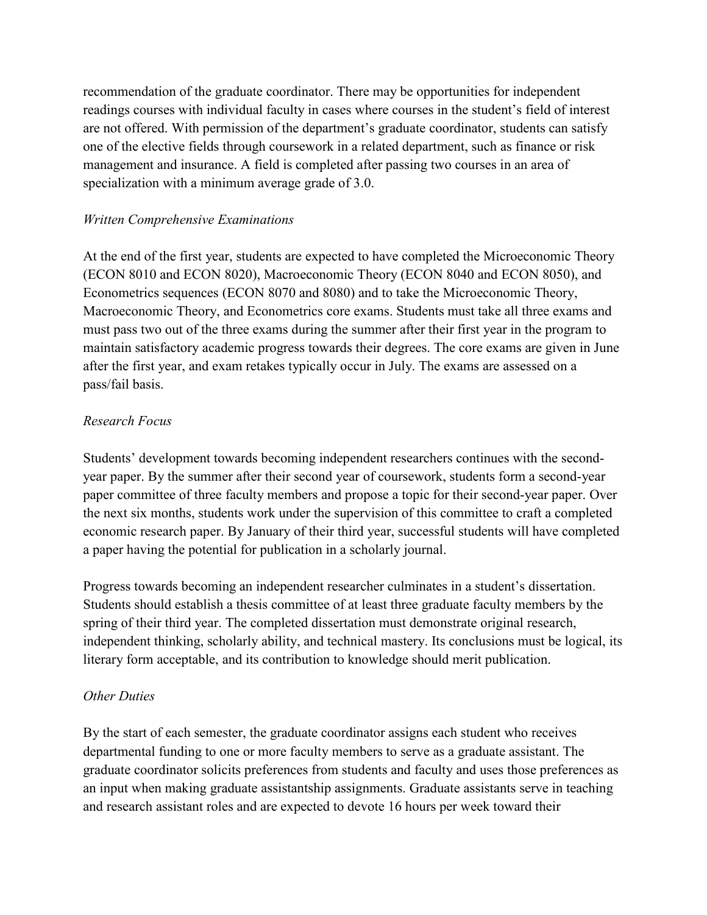recommendation of the graduate coordinator. There may be opportunities for independent readings courses with individual faculty in cases where courses in the student's field of interest are not offered. With permission of the department's graduate coordinator, students can satisfy one of the elective fields through coursework in a related department, such as finance or risk management and insurance. A field is completed after passing two courses in an area of specialization with a minimum average grade of 3.0.

*Written Comprehensive Examinations*

At the end of the first year, students are expected to have completed the Microeconomic Theory (ECON 8010 and ECON 8020), Macroeconomic Theory (ECON 8040 and ECON 8050), and Econometrics sequences (ECON 8070 and 8080) and to take the Microeconomic Theory, Macroeconomic Theory, and Econometrics core exams. Students must take all three exams and must pass two out of the three exams during the summer after their first year in the program to maintain satisfactory academic progress towards their degrees. The core exams are given in June after the first year, and exam retakes typically occur in July. The exams are assessed on a pass/fail basis.

*Research Focus*

Students' development towards becoming independent researchers continues with the second-year paper. By the summer after their second year of coursework, students form a second-year paper committee of three faculty members and propose a topic for their second-year paper. Over the next six months, students work under the supervision of this committee to craft a completed economic research paper. By January of their third year, successful students will have completed a paper having the potential for publication in a scholarly journal.

Progress towards becoming an independent researcher culminates in a student's dissertation. Students should establish a thesis committee of at least three graduate faculty members by the spring of their third year. The completed dissertation must demonstrate original research, independent thinking, scholarly ability, and technical mastery. Its conclusions must be logical, its literary form acceptable, and its contribution to knowledge should merit publication.

*Other Duties*

By the start of each semester, the graduate coordinator assigns each student who receives departmental funding to one or more faculty members to serve as a graduate assistant. The graduate coordinator solicits preferences from students and faculty and uses those preferences as an input when making graduate assistantship assignments. Graduate assistants serve in teaching and research assistant roles and are expected to devote 16 hours per week toward their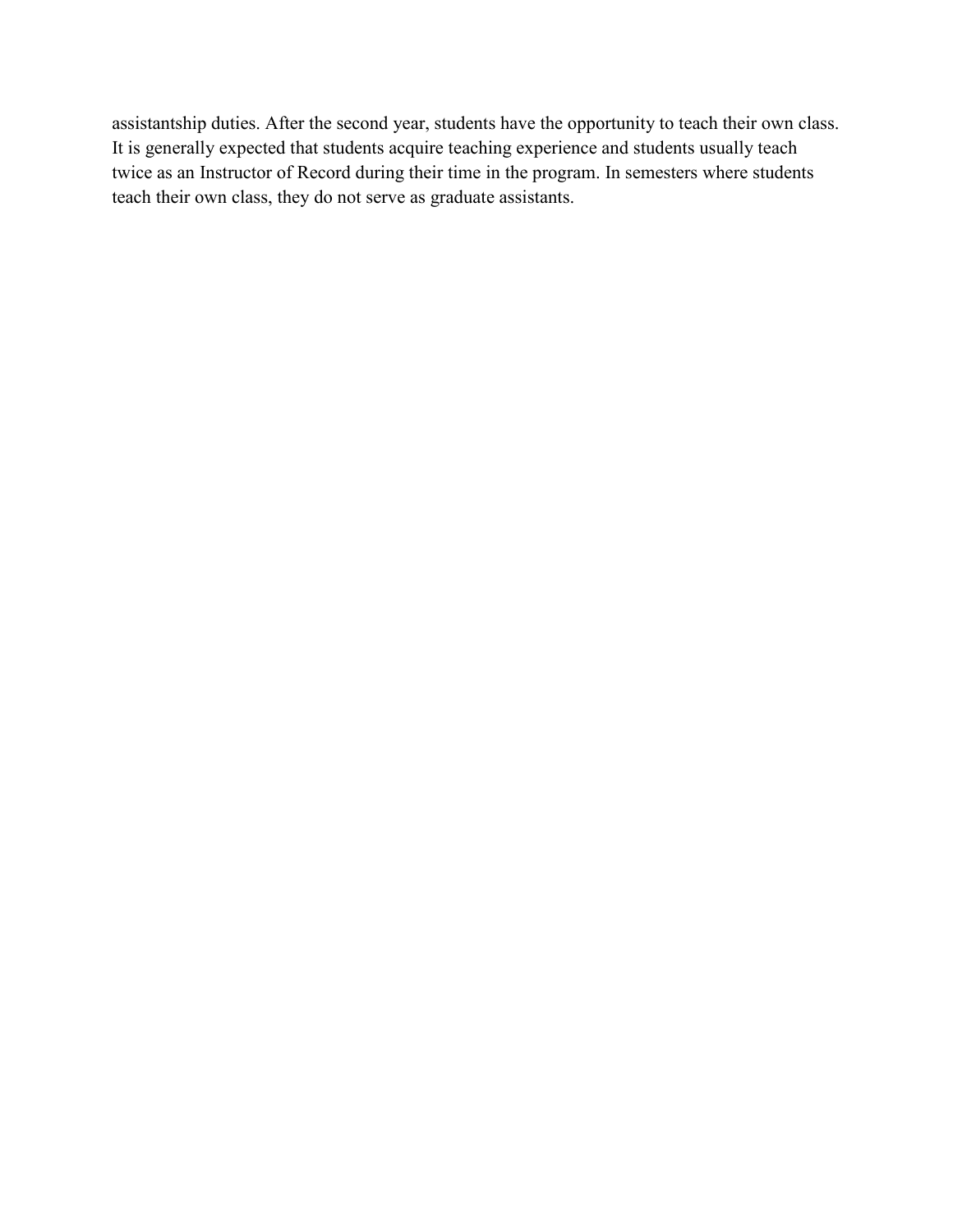assistantship duties. After the second year, students have the opportunity to teach their own class. It is generally expected that students acquire teaching experience and students usually teach twice as an Instructor of Record during their time in the program. In semesters where students teach their own class, they do not serve as graduate assistants.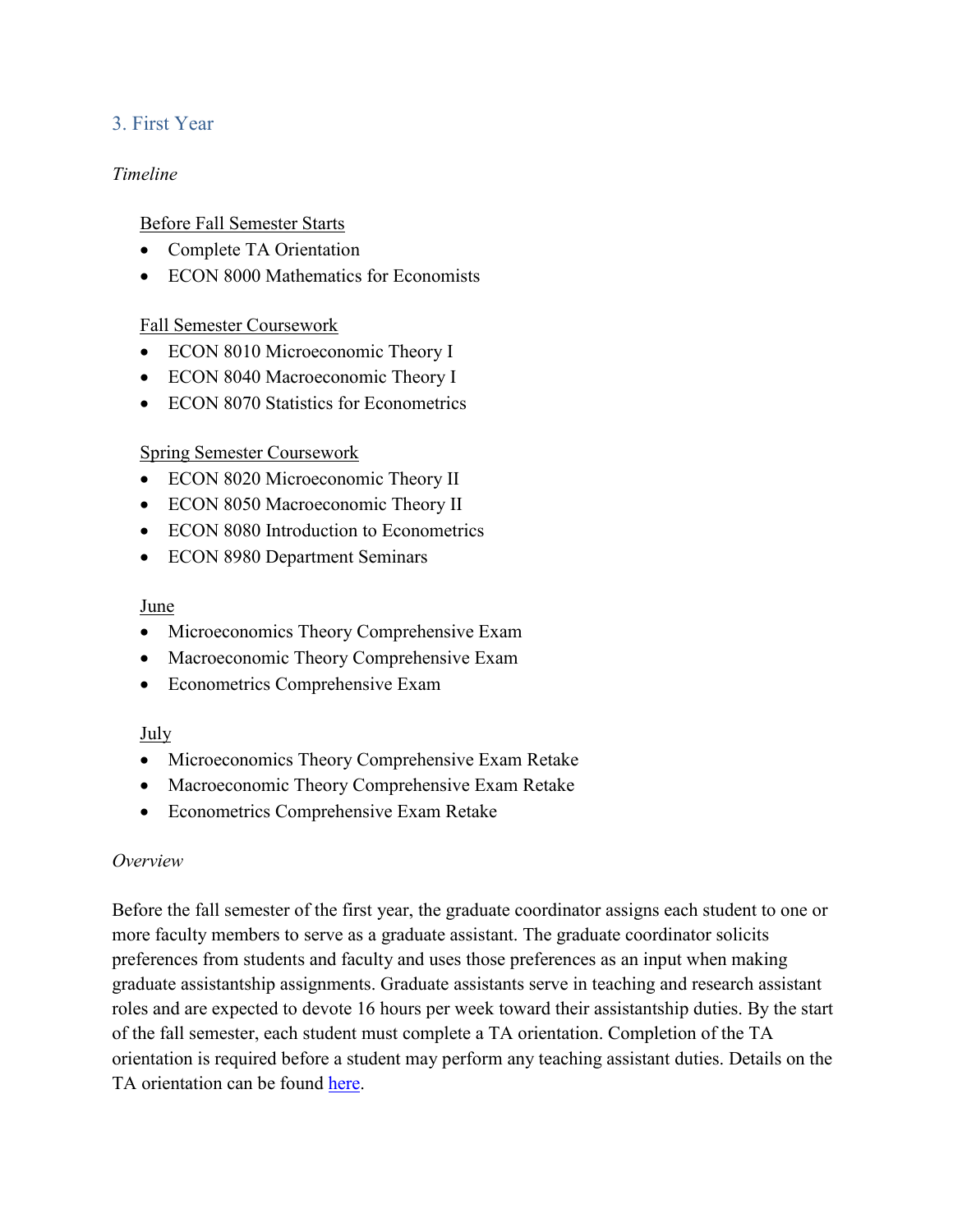## 3. First Year

*Timeline*

<u>Before Fall Semester Starts</u>

- Complete TA Orientation
- ECON 8000 Mathematics for Economists

<u>Fall Semester Coursework</u>

- ECON 8010 Microeconomic Theory I
- ECON 8040 Macroeconomic Theory I
- ECON 8070 Statistics for Econometrics

<u>Spring Semester Coursework</u>

- ECON 8020 Microeconomic Theory II
- ECON 8050 Macroeconomic Theory II
- ECON 8080 Introduction to Econometrics
- ECON 8980 Department Seminars

<u>June</u>

- Microeconomics Theory Comprehensive Exam
- Macroeconomic Theory Comprehensive Exam
- Econometrics Comprehensive Exam

<u>July</u>

- Microeconomics Theory Comprehensive Exam Retake
- Macroeconomic Theory Comprehensive Exam Retake
- Econometrics Comprehensive Exam Retake

*Overview*

Before the fall semester of the first year, the graduate coordinator assigns each student to one or more faculty members to serve as a graduate assistant. The graduate coordinator solicits preferences from students and faculty and uses those preferences as an input when making graduate assistantship assignments. Graduate assistants serve in teaching and research assistant roles and are expected to devote 16 hours per week toward their assistantship duties. By the start of the fall semester, each student must complete a TA orientation. Completion of the TA orientation is required before a student may perform any teaching assistant duties. Details on the TA orientation can be found here.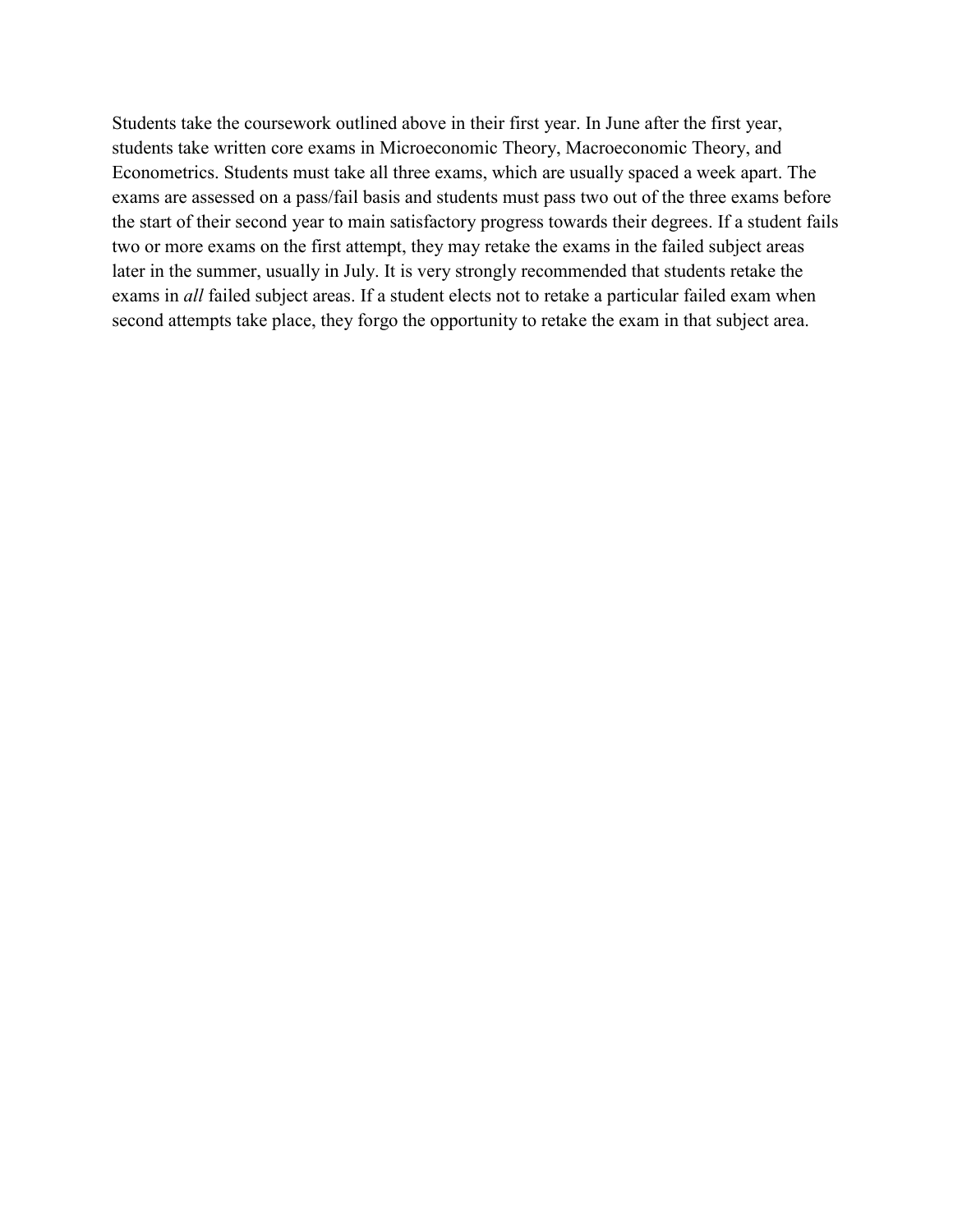Students take the coursework outlined above in their first year. In June after the first year, students take written core exams in Microeconomic Theory, Macroeconomic Theory, and Econometrics. Students must take all three exams, which are usually spaced a week apart. The exams are assessed on a pass/fail basis and students must pass two out of the three exams before the start of their second year to main satisfactory progress towards their degrees. If a student fails two or more exams on the first attempt, they may retake the exams in the failed subject areas later in the summer, usually in July. It is very strongly recommended that students retake the exams in *all* failed subject areas. If a student elects not to retake a particular failed exam when second attempts take place, they forgo the opportunity to retake the exam in that subject area.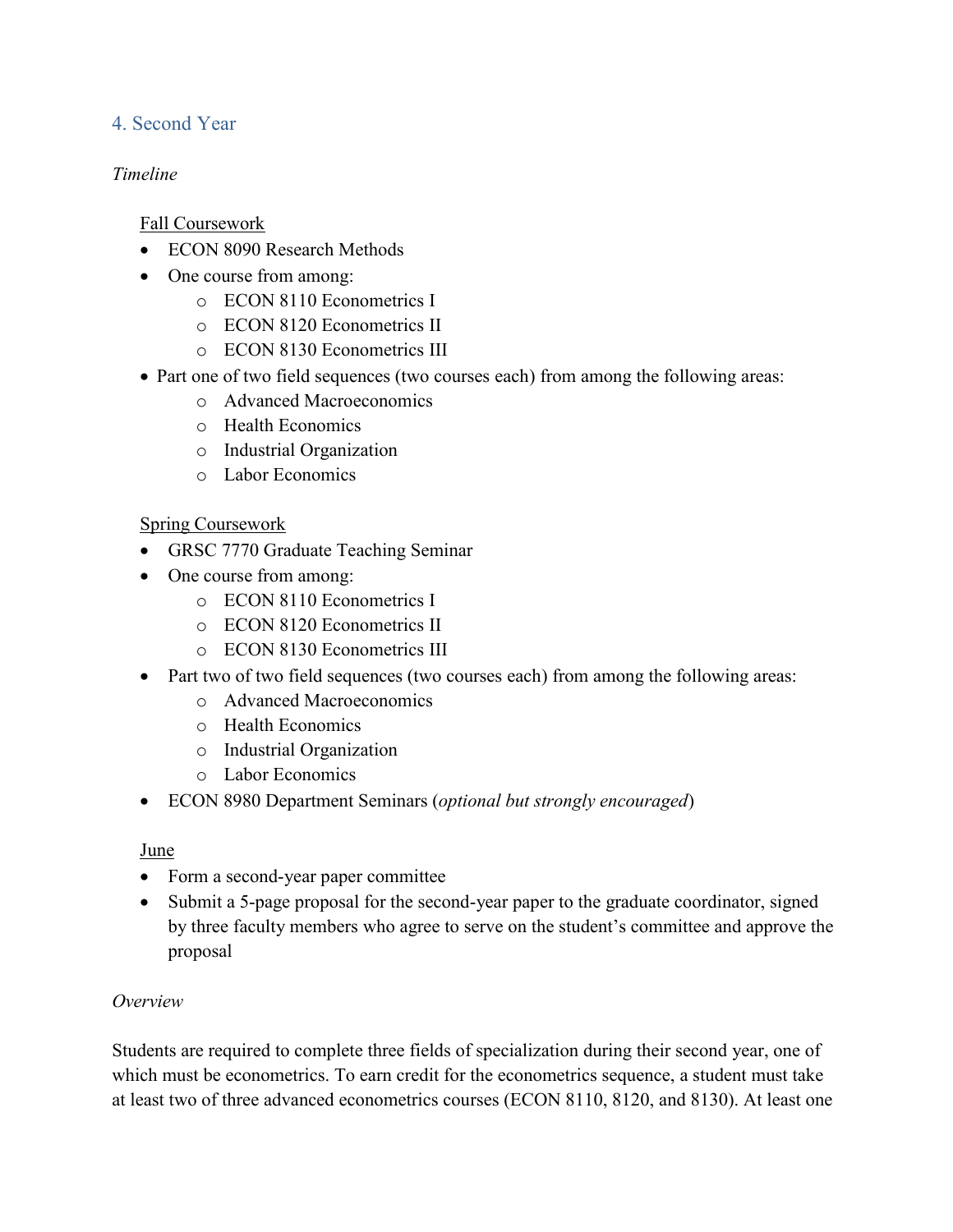## 4. Second Year

*Timeline*

Fall Coursework

- ECON 8090 Research Methods
- One course from among:
  - ECON 8110 Econometrics I
  - ECON 8120 Econometrics II
  - ECON 8130 Econometrics III
- Part one of two field sequences (two courses each) from among the following areas:
  - Advanced Macroeconomics
  - Health Economics
  - Industrial Organization
  - Labor Economics

Spring Coursework

- GRSC 7770 Graduate Teaching Seminar
- One course from among:
  - ECON 8110 Econometrics I
  - ECON 8120 Econometrics II
  - ECON 8130 Econometrics III
- Part two of two field sequences (two courses each) from among the following areas:
  - Advanced Macroeconomics
  - Health Economics
  - Industrial Organization
  - Labor Economics
- ECON 8980 Department Seminars (*optional but strongly encouraged*)

June

- Form a second-year paper committee
- Submit a 5-page proposal for the second-year paper to the graduate coordinator, signed by three faculty members who agree to serve on the student's committee and approve the proposal

*Overview*

Students are required to complete three fields of specialization during their second year, one of which must be econometrics. To earn credit for the econometrics sequence, a student must take at least two of three advanced econometrics courses (ECON 8110, 8120, and 8130). At least one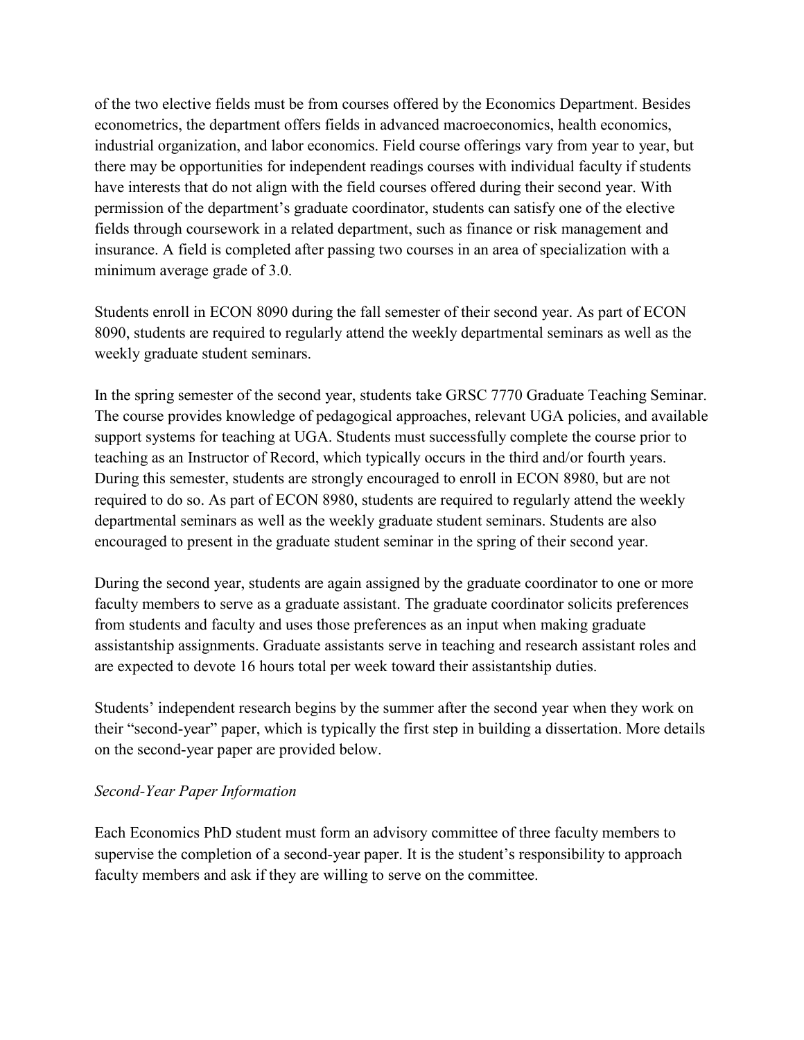of the two elective fields must be from courses offered by the Economics Department. Besides econometrics, the department offers fields in advanced macroeconomics, health economics, industrial organization, and labor economics. Field course offerings vary from year to year, but there may be opportunities for independent readings courses with individual faculty if students have interests that do not align with the field courses offered during their second year. With permission of the department's graduate coordinator, students can satisfy one of the elective fields through coursework in a related department, such as finance or risk management and insurance. A field is completed after passing two courses in an area of specialization with a minimum average grade of 3.0.

Students enroll in ECON 8090 during the fall semester of their second year. As part of ECON 8090, students are required to regularly attend the weekly departmental seminars as well as the weekly graduate student seminars.

In the spring semester of the second year, students take GRSC 7770 Graduate Teaching Seminar. The course provides knowledge of pedagogical approaches, relevant UGA policies, and available support systems for teaching at UGA. Students must successfully complete the course prior to teaching as an Instructor of Record, which typically occurs in the third and/or fourth years. During this semester, students are strongly encouraged to enroll in ECON 8980, but are not required to do so. As part of ECON 8980, students are required to regularly attend the weekly departmental seminars as well as the weekly graduate student seminars. Students are also encouraged to present in the graduate student seminar in the spring of their second year.

During the second year, students are again assigned by the graduate coordinator to one or more faculty members to serve as a graduate assistant. The graduate coordinator solicits preferences from students and faculty and uses those preferences as an input when making graduate assistantship assignments. Graduate assistants serve in teaching and research assistant roles and are expected to devote 16 hours total per week toward their assistantship duties.

Students' independent research begins by the summer after the second year when they work on their "second-year" paper, which is typically the first step in building a dissertation. More details on the second-year paper are provided below.

*Second-Year Paper Information*

Each Economics PhD student must form an advisory committee of three faculty members to supervise the completion of a second-year paper. It is the student's responsibility to approach faculty members and ask if they are willing to serve on the committee.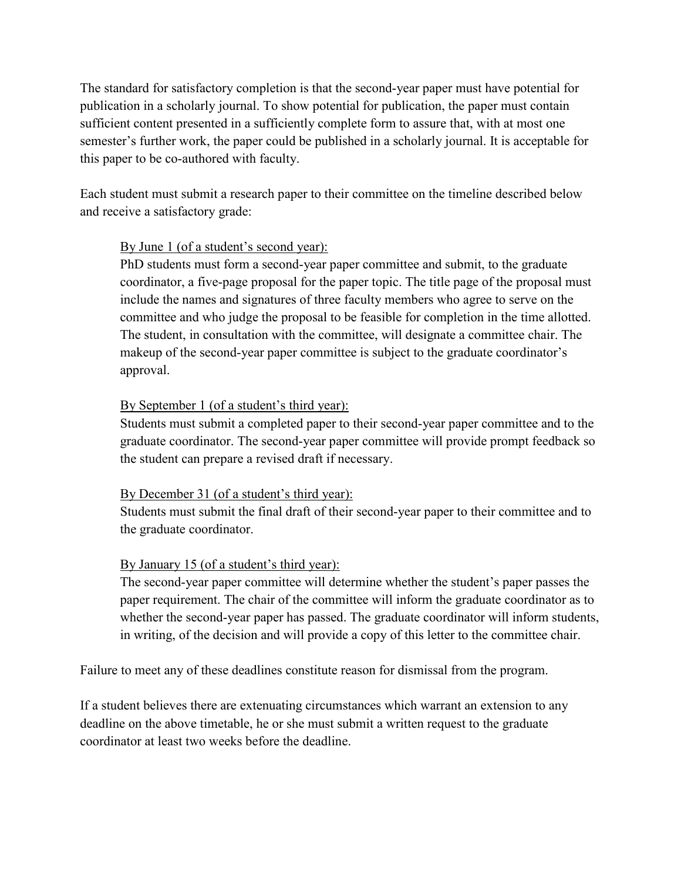The standard for satisfactory completion is that the second-year paper must have potential for publication in a scholarly journal. To show potential for publication, the paper must contain sufficient content presented in a sufficiently complete form to assure that, with at most one semester's further work, the paper could be published in a scholarly journal. It is acceptable for this paper to be co-authored with faculty.

Each student must submit a research paper to their committee on the timeline described below and receive a satisfactory grade:

> <u>By June 1 (of a student's second year):</u>
> PhD students must form a second-year paper committee and submit, to the graduate coordinator, a five-page proposal for the paper topic. The title page of the proposal must include the names and signatures of three faculty members who agree to serve on the committee and who judge the proposal to be feasible for completion in the time allotted. The student, in consultation with the committee, will designate a committee chair. The makeup of the second-year paper committee is subject to the graduate coordinator's approval.
>
> <u>By September 1 (of a student's third year):</u>
> Students must submit a completed paper to their second-year paper committee and to the graduate coordinator. The second-year paper committee will provide prompt feedback so the student can prepare a revised draft if necessary.
>
> <u>By December 31 (of a student's third year):</u>
> Students must submit the final draft of their second-year paper to their committee and to the graduate coordinator.
>
> <u>By January 15 (of a student's third year):</u>
> The second-year paper committee will determine whether the student's paper passes the paper requirement. The chair of the committee will inform the graduate coordinator as to whether the second-year paper has passed. The graduate coordinator will inform students, in writing, of the decision and will provide a copy of this letter to the committee chair.

Failure to meet any of these deadlines constitute reason for dismissal from the program.

If a student believes there are extenuating circumstances which warrant an extension to any deadline on the above timetable, he or she must submit a written request to the graduate coordinator at least two weeks before the deadline.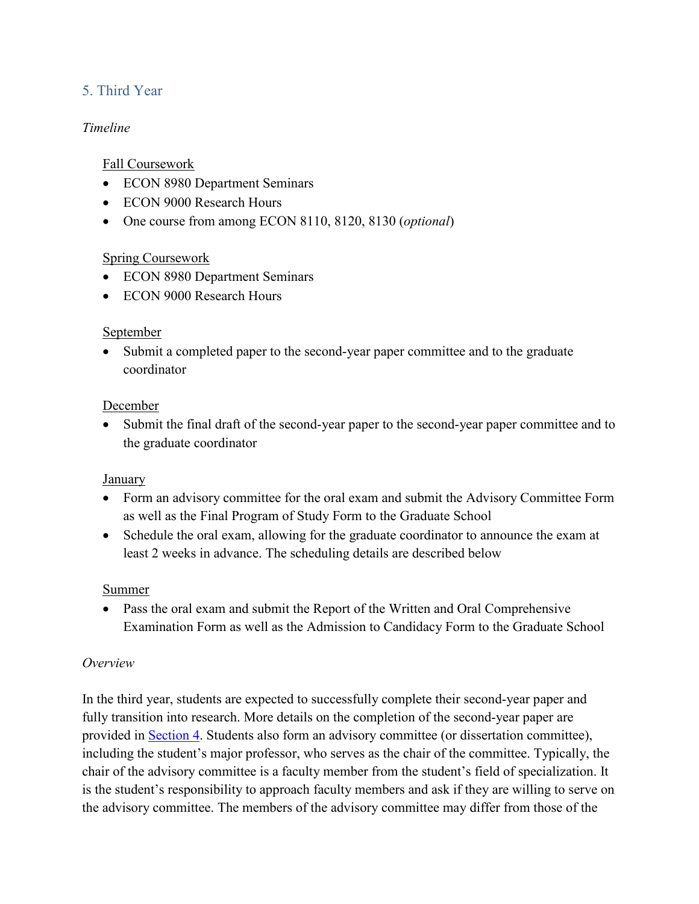## 5. Third Year

*Timeline*

Fall Coursework

- ECON 8980 Department Seminars
- ECON 9000 Research Hours
- One course from among ECON 8110, 8120, 8130 (*optional*)

Spring Coursework

- ECON 8980 Department Seminars
- ECON 9000 Research Hours

September

- Submit a completed paper to the second-year paper committee and to the graduate coordinator

December

- Submit the final draft of the second-year paper to the second-year paper committee and to the graduate coordinator

January

- Form an advisory committee for the oral exam and submit the Advisory Committee Form as well as the Final Program of Study Form to the Graduate School
- Schedule the oral exam, allowing for the graduate coordinator to announce the exam at least 2 weeks in advance. The scheduling details are described below

Summer

- Pass the oral exam and submit the Report of the Written and Oral Comprehensive Examination Form as well as the Admission to Candidacy Form to the Graduate School

*Overview*

In the third year, students are expected to successfully complete their second-year paper and fully transition into research. More details on the completion of the second-year paper are provided in Section 4. Students also form an advisory committee (or dissertation committee), including the student's major professor, who serves as the chair of the committee. Typically, the chair of the advisory committee is a faculty member from the student's field of specialization. It is the student's responsibility to approach faculty members and ask if they are willing to serve on the advisory committee. The members of the advisory committee may differ from those of the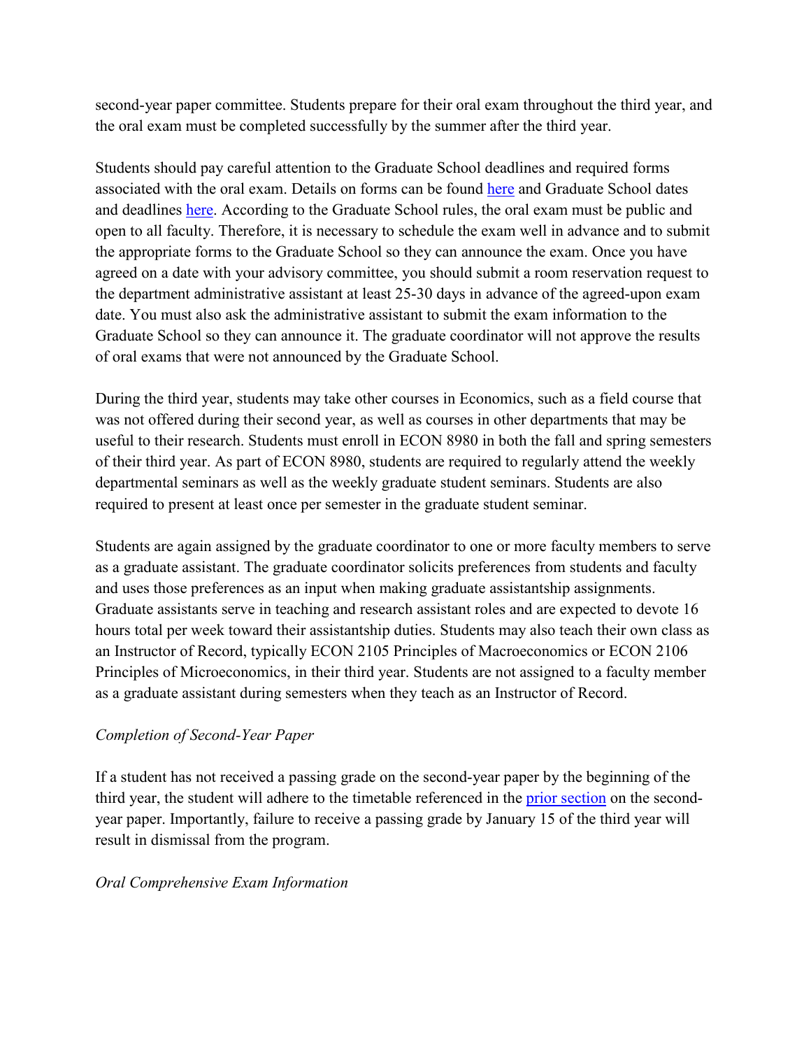second-year paper committee. Students prepare for their oral exam throughout the third year, and the oral exam must be completed successfully by the summer after the third year.

Students should pay careful attention to the Graduate School deadlines and required forms associated with the oral exam. Details on forms can be found [here] and Graduate School dates and deadlines [here]. According to the Graduate School rules, the oral exam must be public and open to all faculty. Therefore, it is necessary to schedule the exam well in advance and to submit the appropriate forms to the Graduate School so they can announce the exam. Once you have agreed on a date with your advisory committee, you should submit a room reservation request to the department administrative assistant at least 25-30 days in advance of the agreed-upon exam date. You must also ask the administrative assistant to submit the exam information to the Graduate School so they can announce it. The graduate coordinator will not approve the results of oral exams that were not announced by the Graduate School.

During the third year, students may take other courses in Economics, such as a field course that was not offered during their second year, as well as courses in other departments that may be useful to their research. Students must enroll in ECON 8980 in both the fall and spring semesters of their third year. As part of ECON 8980, students are required to regularly attend the weekly departmental seminars as well as the weekly graduate student seminars. Students are also required to present at least once per semester in the graduate student seminar.

Students are again assigned by the graduate coordinator to one or more faculty members to serve as a graduate assistant. The graduate coordinator solicits preferences from students and faculty and uses those preferences as an input when making graduate assistantship assignments. Graduate assistants serve in teaching and research assistant roles and are expected to devote 16 hours total per week toward their assistantship duties. Students may also teach their own class as an Instructor of Record, typically ECON 2105 Principles of Macroeconomics or ECON 2106 Principles of Microeconomics, in their third year. Students are not assigned to a faculty member as a graduate assistant during semesters when they teach as an Instructor of Record.

*Completion of Second-Year Paper*

If a student has not received a passing grade on the second-year paper by the beginning of the third year, the student will adhere to the timetable referenced in the [prior section] on the second-year paper. Importantly, failure to receive a passing grade by January 15 of the third year will result in dismissal from the program.

*Oral Comprehensive Exam Information*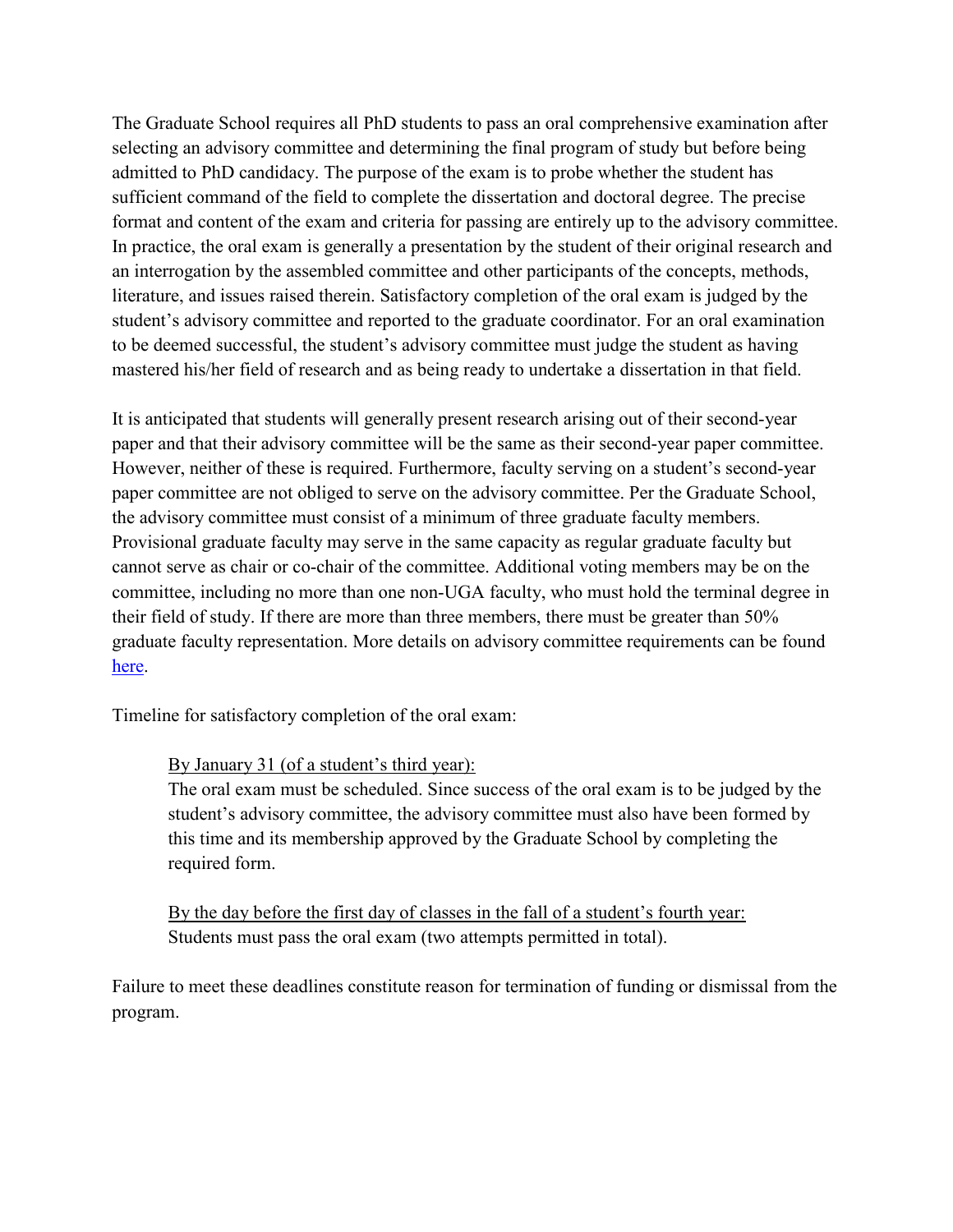The Graduate School requires all PhD students to pass an oral comprehensive examination after selecting an advisory committee and determining the final program of study but before being admitted to PhD candidacy. The purpose of the exam is to probe whether the student has sufficient command of the field to complete the dissertation and doctoral degree. The precise format and content of the exam and criteria for passing are entirely up to the advisory committee. In practice, the oral exam is generally a presentation by the student of their original research and an interrogation by the assembled committee and other participants of the concepts, methods, literature, and issues raised therein. Satisfactory completion of the oral exam is judged by the student's advisory committee and reported to the graduate coordinator. For an oral examination to be deemed successful, the student's advisory committee must judge the student as having mastered his/her field of research and as being ready to undertake a dissertation in that field.

It is anticipated that students will generally present research arising out of their second-year paper and that their advisory committee will be the same as their second-year paper committee. However, neither of these is required. Furthermore, faculty serving on a student's second-year paper committee are not obliged to serve on the advisory committee. Per the Graduate School, the advisory committee must consist of a minimum of three graduate faculty members. Provisional graduate faculty may serve in the same capacity as regular graduate faculty but cannot serve as chair or co-chair of the committee. Additional voting members may be on the committee, including no more than one non-UGA faculty, who must hold the terminal degree in their field of study. If there are more than three members, there must be greater than 50% graduate faculty representation. More details on advisory committee requirements can be found here.

Timeline for satisfactory completion of the oral exam:

> By January 31 (of a student's third year):
> The oral exam must be scheduled. Since success of the oral exam is to be judged by the student's advisory committee, the advisory committee must also have been formed by this time and its membership approved by the Graduate School by completing the required form.
>
> By the day before the first day of classes in the fall of a student's fourth year:
> Students must pass the oral exam (two attempts permitted in total).

Failure to meet these deadlines constitute reason for termination of funding or dismissal from the program.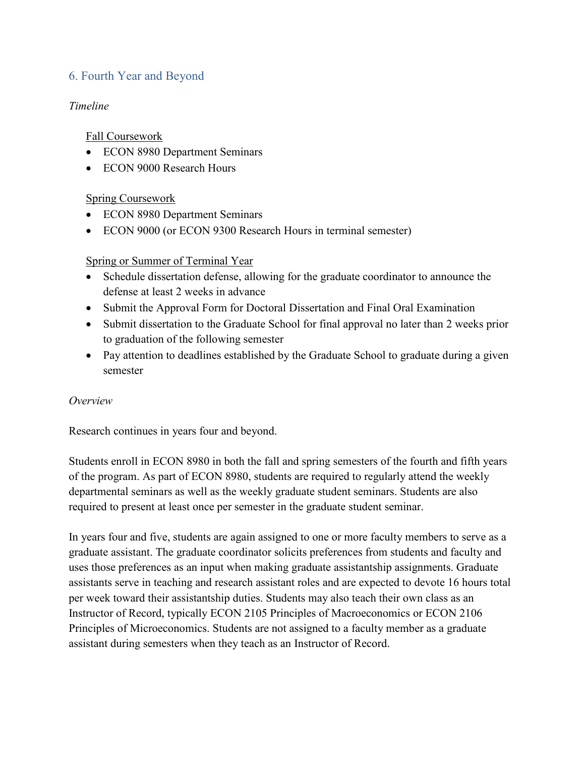## 6. Fourth Year and Beyond

*Timeline*

Fall Coursework

- ECON 8980 Department Seminars
- ECON 9000 Research Hours

Spring Coursework

- ECON 8980 Department Seminars
- ECON 9000 (or ECON 9300 Research Hours in terminal semester)

Spring or Summer of Terminal Year

- Schedule dissertation defense, allowing for the graduate coordinator to announce the defense at least 2 weeks in advance
- Submit the Approval Form for Doctoral Dissertation and Final Oral Examination
- Submit dissertation to the Graduate School for final approval no later than 2 weeks prior to graduation of the following semester
- Pay attention to deadlines established by the Graduate School to graduate during a given semester

*Overview*

Research continues in years four and beyond.

Students enroll in ECON 8980 in both the fall and spring semesters of the fourth and fifth years of the program. As part of ECON 8980, students are required to regularly attend the weekly departmental seminars as well as the weekly graduate student seminars. Students are also required to present at least once per semester in the graduate student seminar.

In years four and five, students are again assigned to one or more faculty members to serve as a graduate assistant. The graduate coordinator solicits preferences from students and faculty and uses those preferences as an input when making graduate assistantship assignments. Graduate assistants serve in teaching and research assistant roles and are expected to devote 16 hours total per week toward their assistantship duties. Students may also teach their own class as an Instructor of Record, typically ECON 2105 Principles of Macroeconomics or ECON 2106 Principles of Microeconomics. Students are not assigned to a faculty member as a graduate assistant during semesters when they teach as an Instructor of Record.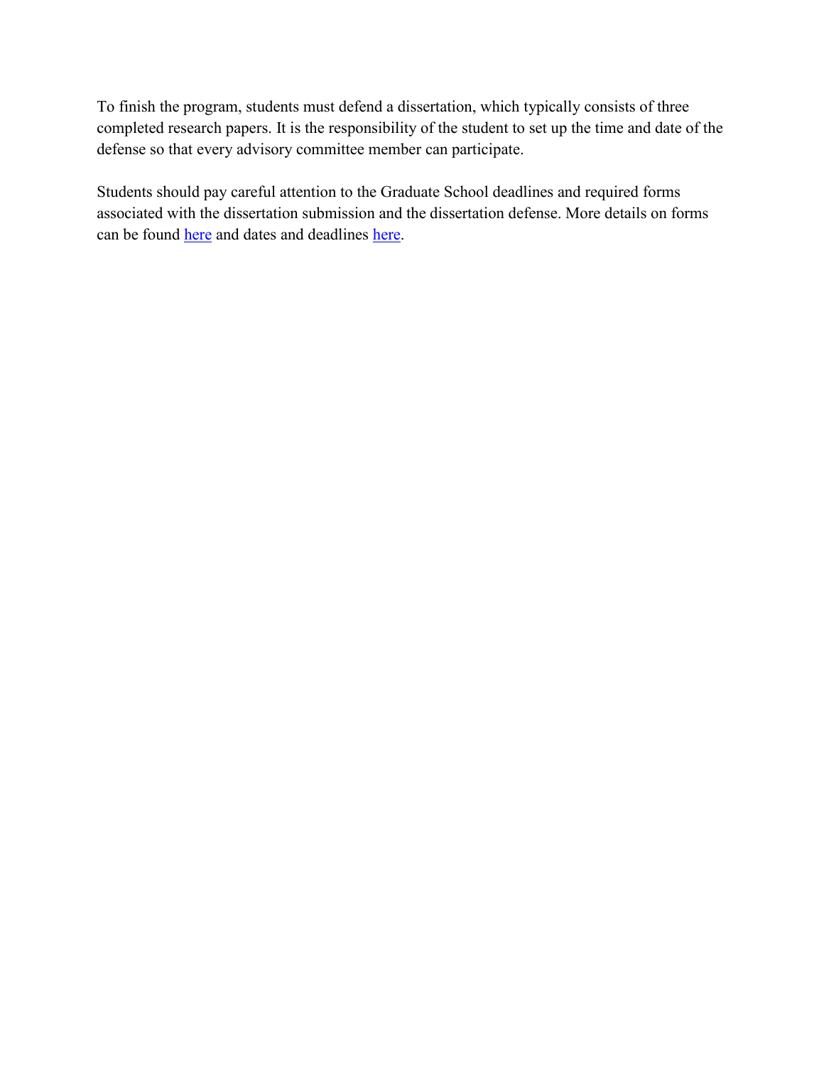To finish the program, students must defend a dissertation, which typically consists of three completed research papers. It is the responsibility of the student to set up the time and date of the defense so that every advisory committee member can participate.

Students should pay careful attention to the Graduate School deadlines and required forms associated with the dissertation submission and the dissertation defense. More details on forms can be found here and dates and deadlines here.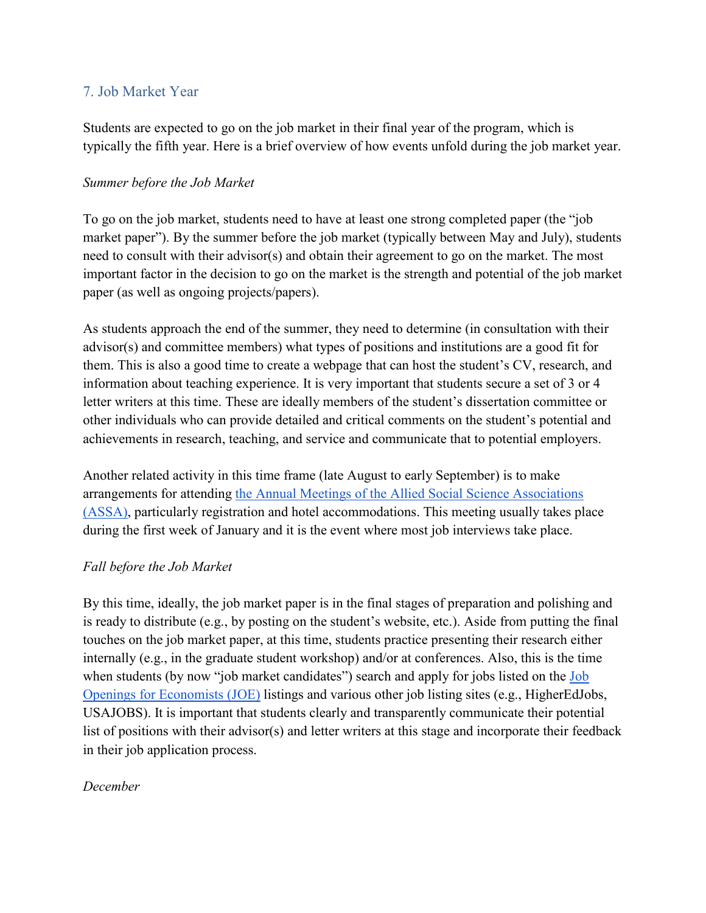## 7. Job Market Year

Students are expected to go on the job market in their final year of the program, which is typically the fifth year. Here is a brief overview of how events unfold during the job market year.

*Summer before the Job Market*

To go on the job market, students need to have at least one strong completed paper (the "job market paper"). By the summer before the job market (typically between May and July), students need to consult with their advisor(s) and obtain their agreement to go on the market. The most important factor in the decision to go on the market is the strength and potential of the job market paper (as well as ongoing projects/papers).

As students approach the end of the summer, they need to determine (in consultation with their advisor(s) and committee members) what types of positions and institutions are a good fit for them. This is also a good time to create a webpage that can host the student's CV, research, and information about teaching experience. It is very important that students secure a set of 3 or 4 letter writers at this time. These are ideally members of the student's dissertation committee or other individuals who can provide detailed and critical comments on the student's potential and achievements in research, teaching, and service and communicate that to potential employers.

Another related activity in this time frame (late August to early September) is to make arrangements for attending [the Annual Meetings of the Allied Social Science Associations (ASSA)](), particularly registration and hotel accommodations. This meeting usually takes place during the first week of January and it is the event where most job interviews take place.

*Fall before the Job Market*

By this time, ideally, the job market paper is in the final stages of preparation and polishing and is ready to distribute (e.g., by posting on the student's website, etc.). Aside from putting the final touches on the job market paper, at this time, students practice presenting their research either internally (e.g., in the graduate student workshop) and/or at conferences. Also, this is the time when students (by now "job market candidates") search and apply for jobs listed on the [Job Openings for Economists (JOE)]() listings and various other job listing sites (e.g., HigherEdJobs, USAJOBS). It is important that students clearly and transparently communicate their potential list of positions with their advisor(s) and letter writers at this stage and incorporate their feedback in their job application process.

*December*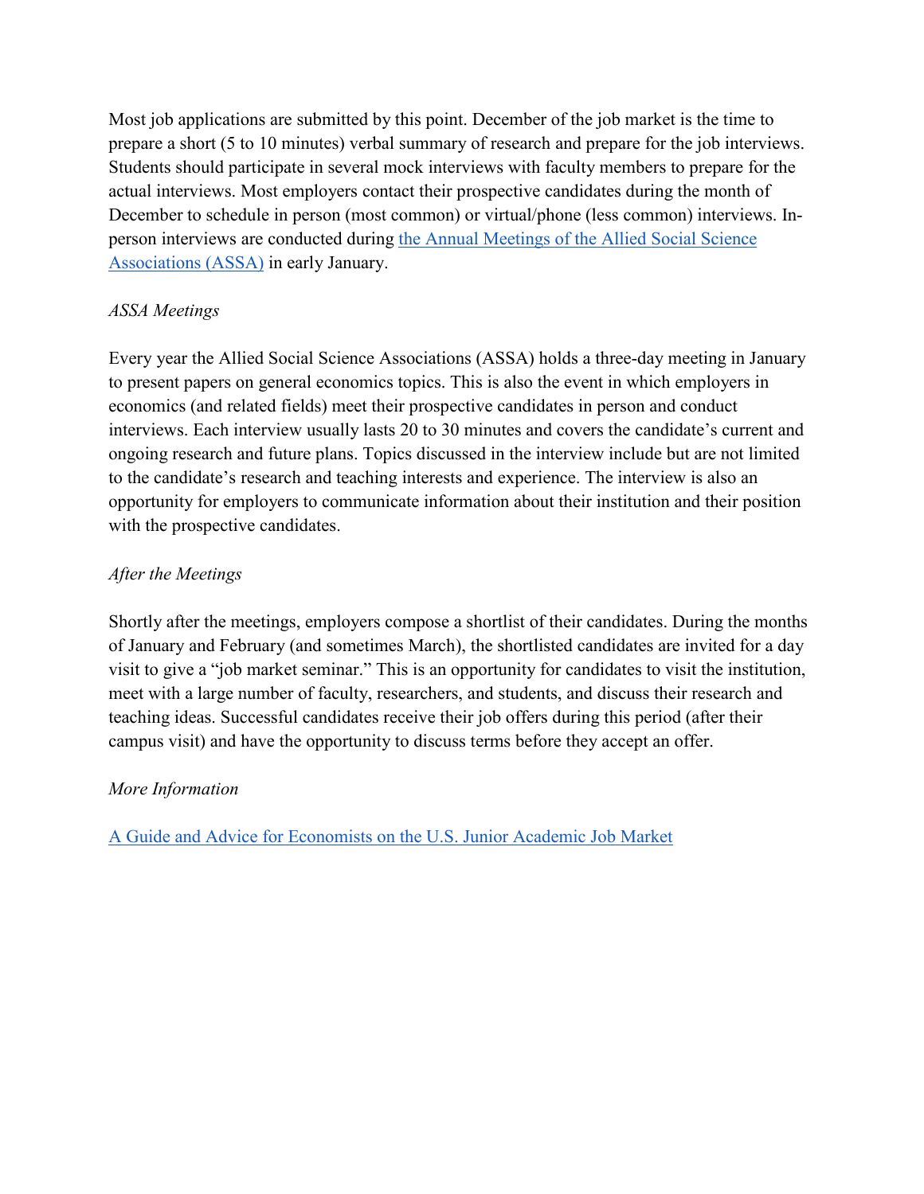Most job applications are submitted by this point. December of the job market is the time to prepare a short (5 to 10 minutes) verbal summary of research and prepare for the job interviews. Students should participate in several mock interviews with faculty members to prepare for the actual interviews. Most employers contact their prospective candidates during the month of December to schedule in person (most common) or virtual/phone (less common) interviews. In-person interviews are conducted during [the Annual Meetings of the Allied Social Science Associations (ASSA)]() in early January.

*ASSA Meetings*

Every year the Allied Social Science Associations (ASSA) holds a three-day meeting in January to present papers on general economics topics. This is also the event in which employers in economics (and related fields) meet their prospective candidates in person and conduct interviews. Each interview usually lasts 20 to 30 minutes and covers the candidate's current and ongoing research and future plans. Topics discussed in the interview include but are not limited to the candidate's research and teaching interests and experience. The interview is also an opportunity for employers to communicate information about their institution and their position with the prospective candidates.

*After the Meetings*

Shortly after the meetings, employers compose a shortlist of their candidates. During the months of January and February (and sometimes March), the shortlisted candidates are invited for a day visit to give a "job market seminar." This is an opportunity for candidates to visit the institution, meet with a large number of faculty, researchers, and students, and discuss their research and teaching ideas. Successful candidates receive their job offers during this period (after their campus visit) and have the opportunity to discuss terms before they accept an offer.

*More Information*

[A Guide and Advice for Economists on the U.S. Junior Academic Job Market]()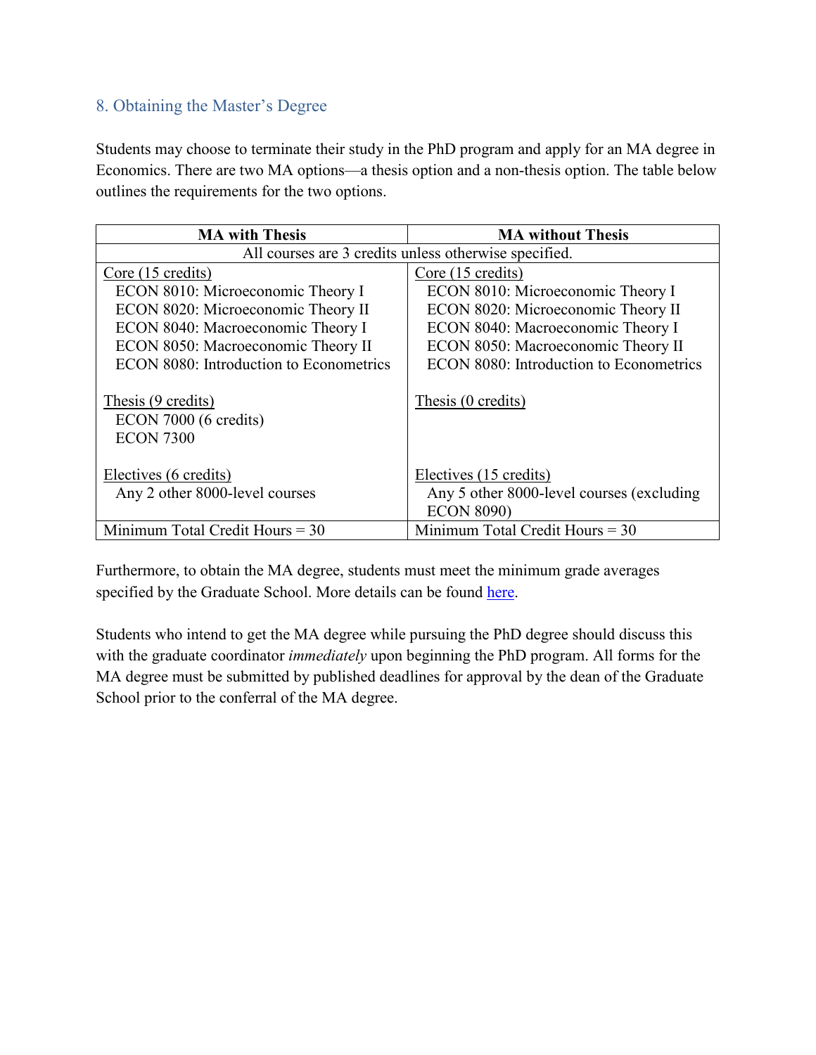## 8. Obtaining the Master's Degree

Students may choose to terminate their study in the PhD program and apply for an MA degree in Economics. There are two MA options—a thesis option and a non-thesis option. The table below outlines the requirements for the two options.

| MA with Thesis | MA without Thesis |
| --- | --- |
| All courses are 3 credits unless otherwise specified. | |
| Core (15 credits)<br>ECON 8010: Microeconomic Theory I<br>ECON 8020: Microeconomic Theory II<br>ECON 8040: Macroeconomic Theory I<br>ECON 8050: Macroeconomic Theory II<br>ECON 8080: Introduction to Econometrics<br><br>Thesis (9 credits)<br>ECON 7000 (6 credits)<br>ECON 7300<br><br>Electives (6 credits)<br>Any 2 other 8000-level courses | Core (15 credits)<br>ECON 8010: Microeconomic Theory I<br>ECON 8020: Microeconomic Theory II<br>ECON 8040: Macroeconomic Theory I<br>ECON 8050: Macroeconomic Theory II<br>ECON 8080: Introduction to Econometrics<br><br>Thesis (0 credits)<br><br>Electives (15 credits)<br>Any 5 other 8000-level courses (excluding ECON 8090) |
| Minimum Total Credit Hours = 30 | Minimum Total Credit Hours = 30 |

Furthermore, to obtain the MA degree, students must meet the minimum grade averages specified by the Graduate School. More details can be found here.

Students who intend to get the MA degree while pursuing the PhD degree should discuss this with the graduate coordinator *immediately* upon beginning the PhD program. All forms for the MA degree must be submitted by published deadlines for approval by the dean of the Graduate School prior to the conferral of the MA degree.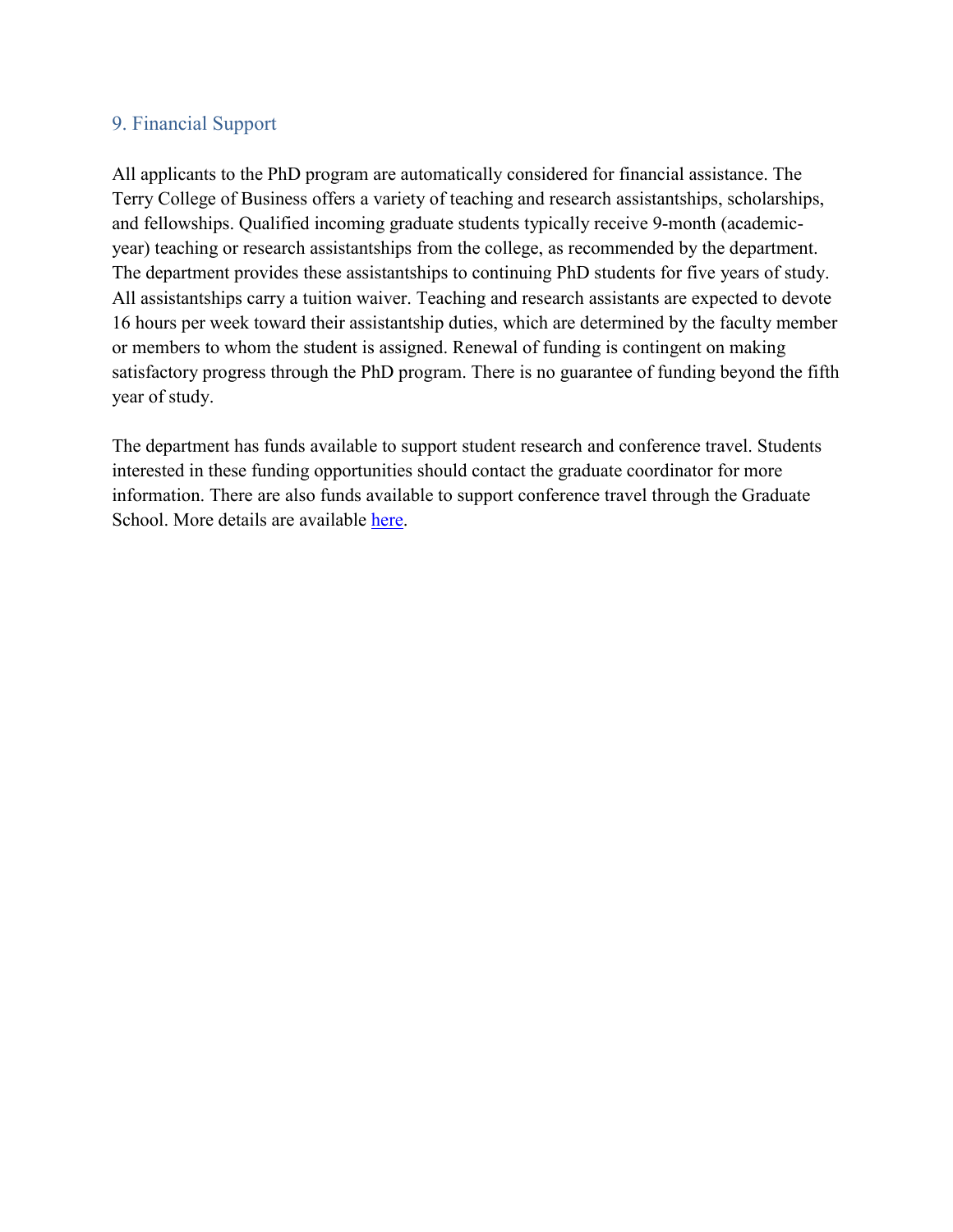## 9. Financial Support

All applicants to the PhD program are automatically considered for financial assistance. The Terry College of Business offers a variety of teaching and research assistantships, scholarships, and fellowships. Qualified incoming graduate students typically receive 9-month (academic-year) teaching or research assistantships from the college, as recommended by the department. The department provides these assistantships to continuing PhD students for five years of study. All assistantships carry a tuition waiver. Teaching and research assistants are expected to devote 16 hours per week toward their assistantship duties, which are determined by the faculty member or members to whom the student is assigned. Renewal of funding is contingent on making satisfactory progress through the PhD program. There is no guarantee of funding beyond the fifth year of study.

The department has funds available to support student research and conference travel. Students interested in these funding opportunities should contact the graduate coordinator for more information. There are also funds available to support conference travel through the Graduate School. More details are available here.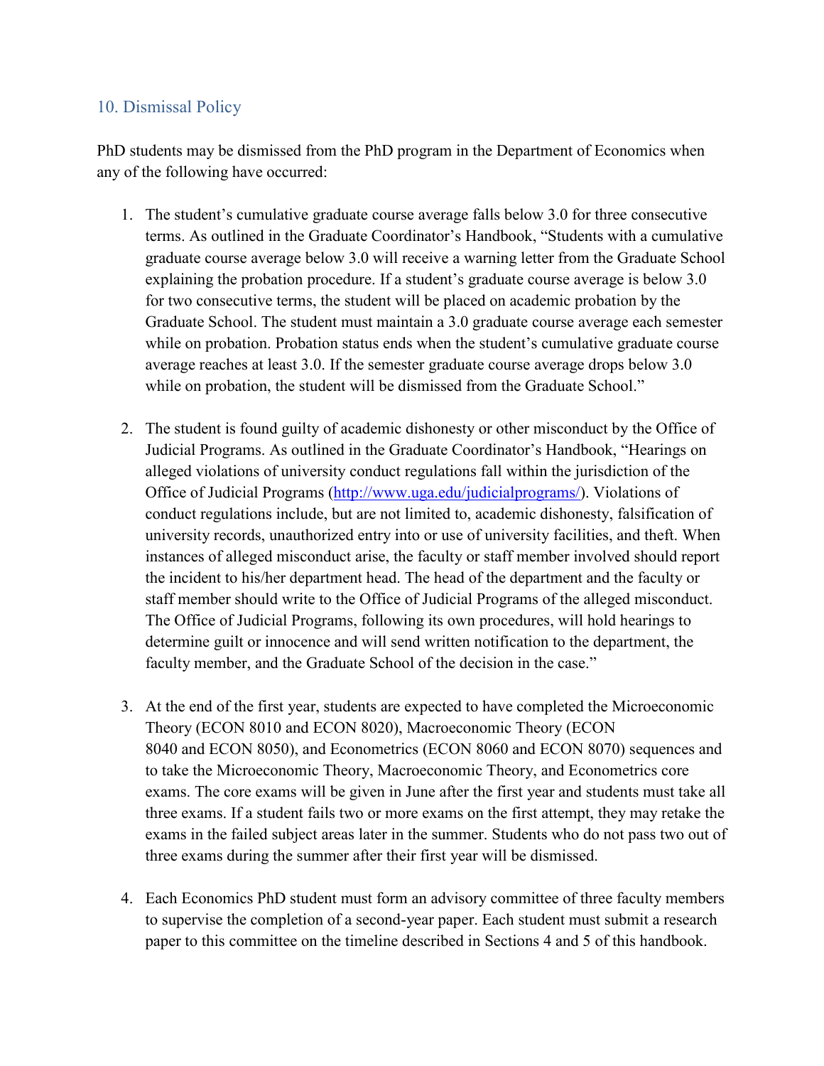## 10. Dismissal Policy

PhD students may be dismissed from the PhD program in the Department of Economics when any of the following have occurred:

1. The student's cumulative graduate course average falls below 3.0 for three consecutive terms. As outlined in the Graduate Coordinator's Handbook, "Students with a cumulative graduate course average below 3.0 will receive a warning letter from the Graduate School explaining the probation procedure. If a student's graduate course average is below 3.0 for two consecutive terms, the student will be placed on academic probation by the Graduate School. The student must maintain a 3.0 graduate course average each semester while on probation. Probation status ends when the student's cumulative graduate course average reaches at least 3.0. If the semester graduate course average drops below 3.0 while on probation, the student will be dismissed from the Graduate School."

2. The student is found guilty of academic dishonesty or other misconduct by the Office of Judicial Programs. As outlined in the Graduate Coordinator's Handbook, "Hearings on alleged violations of university conduct regulations fall within the jurisdiction of the Office of Judicial Programs (http://www.uga.edu/judicialprograms/). Violations of conduct regulations include, but are not limited to, academic dishonesty, falsification of university records, unauthorized entry into or use of university facilities, and theft. When instances of alleged misconduct arise, the faculty or staff member involved should report the incident to his/her department head. The head of the department and the faculty or staff member should write to the Office of Judicial Programs of the alleged misconduct. The Office of Judicial Programs, following its own procedures, will hold hearings to determine guilt or innocence and will send written notification to the department, the faculty member, and the Graduate School of the decision in the case."

3. At the end of the first year, students are expected to have completed the Microeconomic Theory (ECON 8010 and ECON 8020), Macroeconomic Theory (ECON 8040 and ECON 8050), and Econometrics (ECON 8060 and ECON 8070) sequences and to take the Microeconomic Theory, Macroeconomic Theory, and Econometrics core exams. The core exams will be given in June after the first year and students must take all three exams. If a student fails two or more exams on the first attempt, they may retake the exams in the failed subject areas later in the summer. Students who do not pass two out of three exams during the summer after their first year will be dismissed.

4. Each Economics PhD student must form an advisory committee of three faculty members to supervise the completion of a second-year paper. Each student must submit a research paper to this committee on the timeline described in Sections 4 and 5 of this handbook.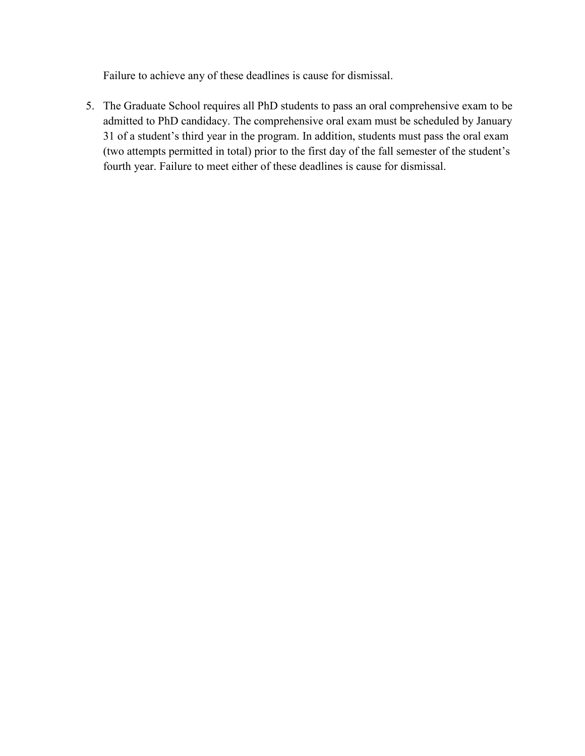Failure to achieve any of these deadlines is cause for dismissal.

5. The Graduate School requires all PhD students to pass an oral comprehensive exam to be admitted to PhD candidacy. The comprehensive oral exam must be scheduled by January 31 of a student's third year in the program. In addition, students must pass the oral exam (two attempts permitted in total) prior to the first day of the fall semester of the student's fourth year. Failure to meet either of these deadlines is cause for dismissal.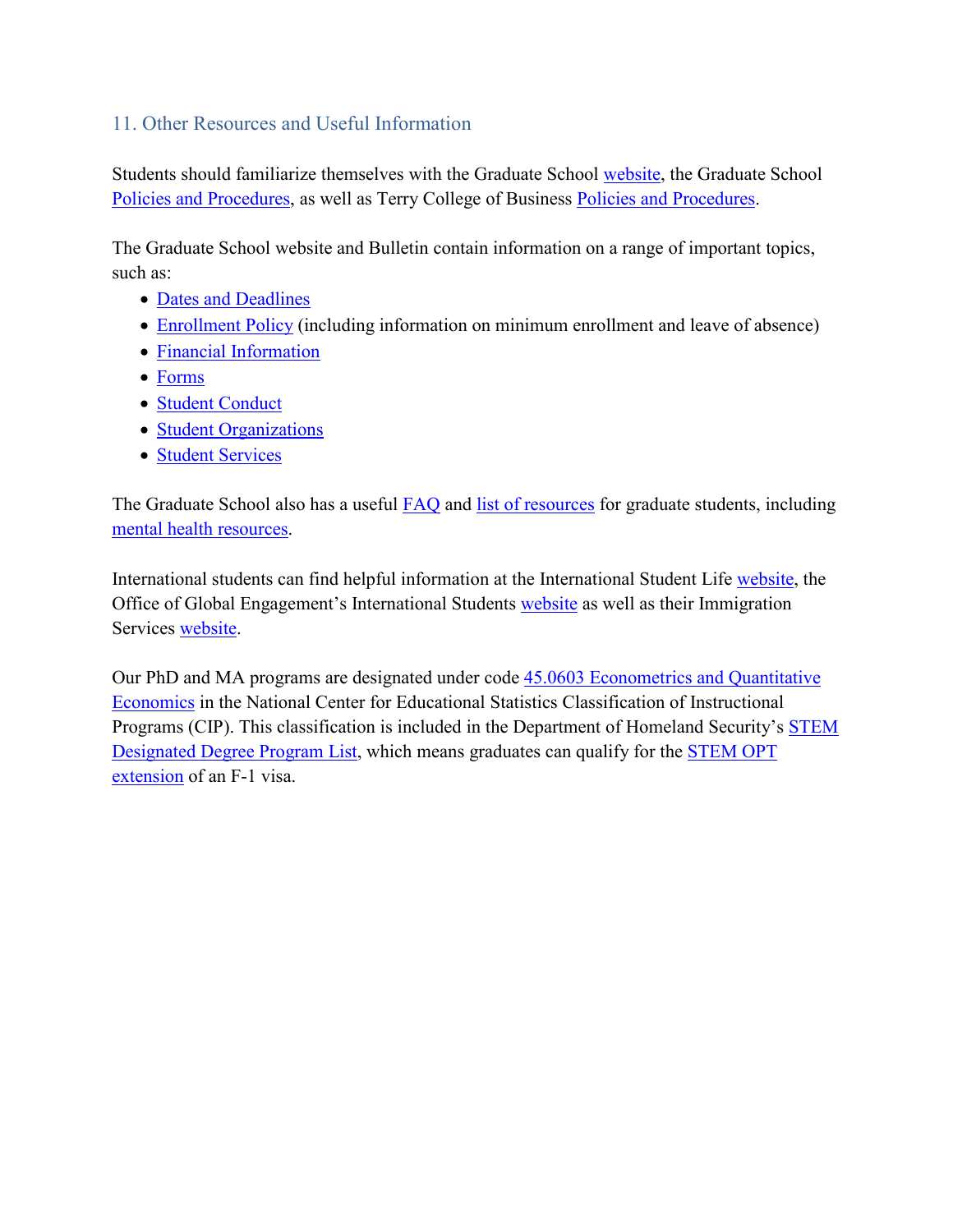## 11. Other Resources and Useful Information

Students should familiarize themselves with the Graduate School website, the Graduate School Policies and Procedures, as well as Terry College of Business Policies and Procedures.

The Graduate School website and Bulletin contain information on a range of important topics, such as:

- Dates and Deadlines
- Enrollment Policy (including information on minimum enrollment and leave of absence)
- Financial Information
- Forms
- Student Conduct
- Student Organizations
- Student Services

The Graduate School also has a useful FAQ and list of resources for graduate students, including mental health resources.

International students can find helpful information at the International Student Life website, the Office of Global Engagement's International Students website as well as their Immigration Services website.

Our PhD and MA programs are designated under code 45.0603 Econometrics and Quantitative Economics in the National Center for Educational Statistics Classification of Instructional Programs (CIP). This classification is included in the Department of Homeland Security's STEM Designated Degree Program List, which means graduates can qualify for the STEM OPT extension of an F-1 visa.